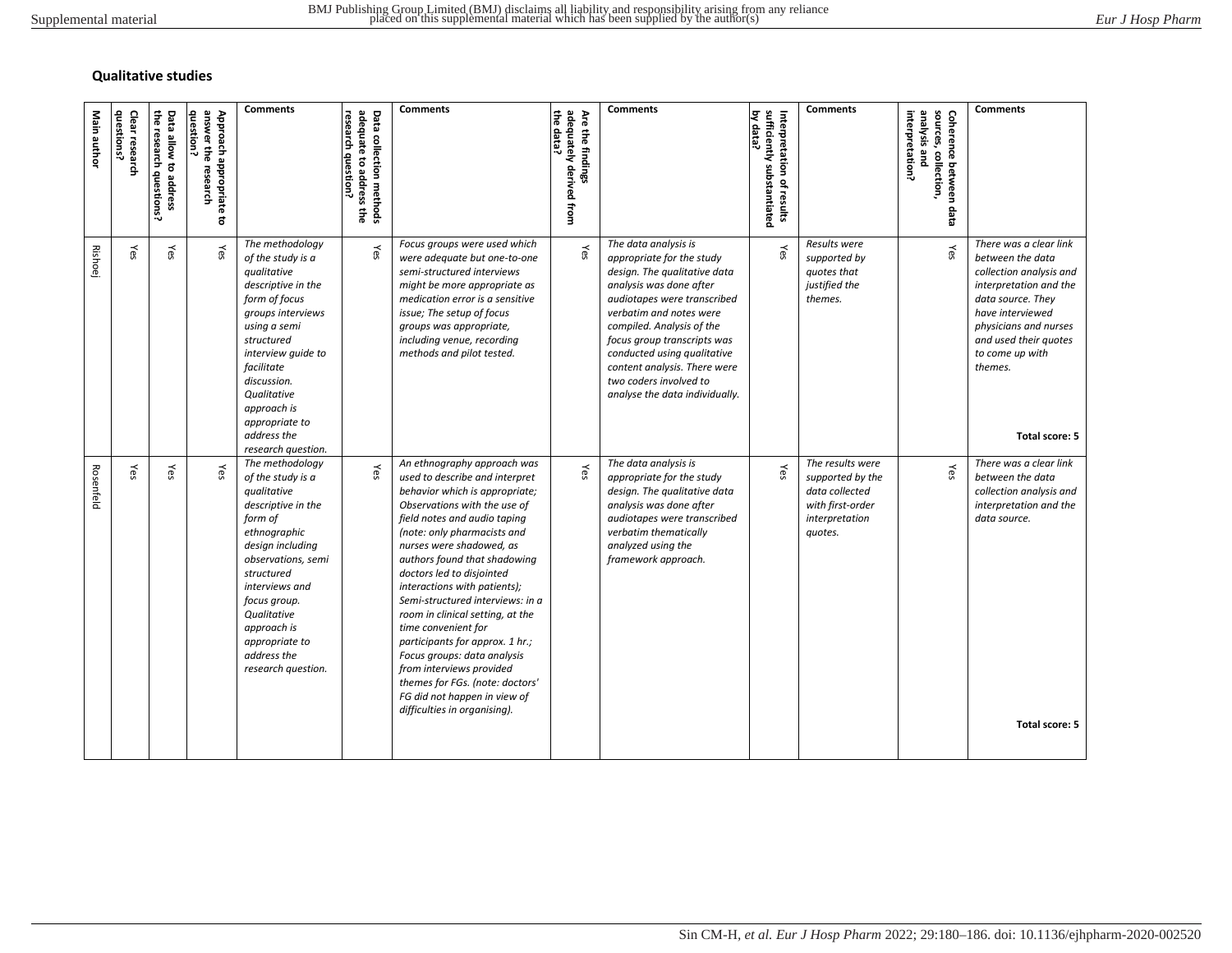## Qualitative studies

| Main author | Clear research questions? | Data allow to address the research questions? | Approach appropriate to answer the research question? | Comments | Data collection methods adequate to address the research question? | Comments | Are the findings adequately derived from the data? | Comments | Interpretation of results sufficiently substantiated by data? | Comments | Coherence between data sources, collection, analysis and interpretation? | Comments |
|---|---|---|---|---|---|---|---|---|---|---|---|---|
| Rishoej | Yes | Yes | Yes | *The methodology of the study is a qualitative descriptive in the form of focus groups interviews using a semi structured interview guide to facilitate discussion. Qualitative approach is appropriate to address the research question.* | Yes | *Focus groups were used which were adequate but one-to-one semi-structured interviews might be more appropriate as medication error is a sensitive issue; The setup of focus groups was appropriate, including venue, recording methods and pilot tested.* | Yes | *The data analysis is appropriate for the study design. The qualitative data analysis was done after audiotapes were transcribed verbatim and notes were compiled. Analysis of the focus group transcripts was conducted using qualitative content analysis. There were two coders involved to analyse the data individually.* | Yes | *Results were supported by quotes that justified the themes.* | Yes | *There was a clear link between the data collection analysis and interpretation and the data source. They have interviewed physicians and nurses and used their quotes to come up with themes.* **Total score: 5** |
| Rosenfeld | Yes | Yes | Yes | *The methodology of the study is a qualitative descriptive in the form of ethnographic design including observations, semi structured interviews and focus group. Qualitative approach is appropriate to address the research question.* | Yes | *An ethnography approach was used to describe and interpret behavior which is appropriate; Observations with the use of field notes and audio taping (note: only pharmacists and nurses were shadowed, as authors found that shadowing doctors led to disjointed interactions with patients); Semi-structured interviews: in a room in clinical setting, at the time convenient for participants for approx. 1 hr.; Focus groups: data analysis from interviews provided themes for FGs. (note: doctors' FG did not happen in view of difficulties in organising).* | Yes | *The data analysis is appropriate for the study design. The qualitative data analysis was done after audiotapes were transcribed verbatim thematically analyzed using the framework approach.* | Yes | *The results were supported by the data collected with first-order interpretation quotes.* | Yes | *There was a clear link between the data collection analysis and interpretation and the data source.* **Total score: 5** |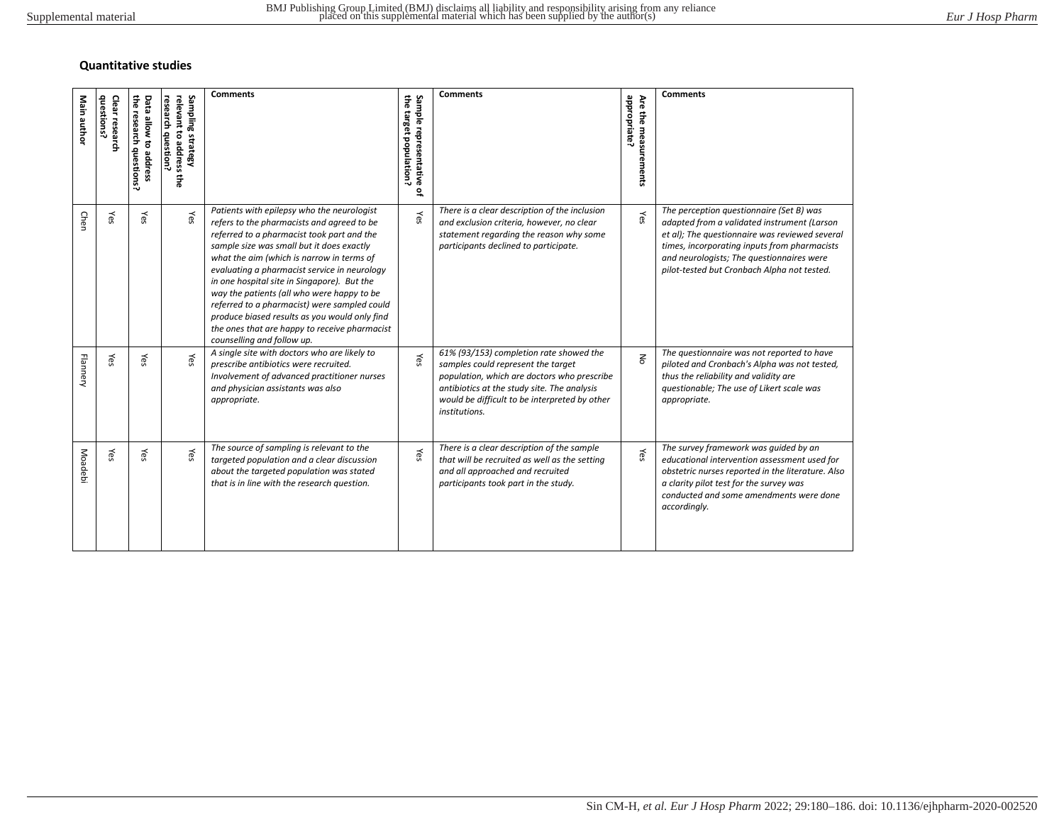### Quantitative studies

| Main author | Clear research questions? | Data allow to address the research questions? | Sampling strategy relevant to address the research question? | Comments | Sample representative of the target population? | Comments | Are the measurements appropriate? | Comments |
|---|---|---|---|---|---|---|---|---|
| Chen | Yes | Yes | Yes | *Patients with epilepsy who the neurologist refers to the pharmacists and agreed to be referred to a pharmacist took part and the sample size was small but it does exactly what the aim (which is narrow in terms of evaluating a pharmacist service in neurology in one hospital site in Singapore). But the way the patients (all who were happy to be referred to a pharmacist) were sampled could produce biased results as you would only find the ones that are happy to receive pharmacist counselling and follow up.* | Yes | *There is a clear description of the inclusion and exclusion criteria, however, no clear statement regarding the reason why some participants declined to participate.* | Yes | *The perception questionnaire (Set B) was adapted from a validated instrument (Larson et al); The questionnaire was reviewed several times, incorporating inputs from pharmacists and neurologists; The questionnaires were pilot-tested but Cronbach Alpha not tested.* |
| Flannery | Yes | Yes | Yes | *A single site with doctors who are likely to prescribe antibiotics were recruited. Involvement of advanced practitioner nurses and physician assistants was also appropriate.* | Yes | *61% (93/153) completion rate showed the samples could represent the target population, which are doctors who prescribe antibiotics at the study site. The analysis would be difficult to be interpreted by other institutions.* | No | *The questionnaire was not reported to have piloted and Cronbach's Alpha was not tested, thus the reliability and validity are questionable; The use of Likert scale was appropriate.* |
| Moadebi | Yes | Yes | Yes | *The source of sampling is relevant to the targeted population and a clear discussion about the targeted population was stated that is in line with the research question.* | Yes | *There is a clear description of the sample that will be recruited as well as the setting and all approached and recruited participants took part in the study.* | Yes | *The survey framework was guided by an educational intervention assessment used for obstetric nurses reported in the literature. Also a clarity pilot test for the survey was conducted and some amendments were done accordingly.* |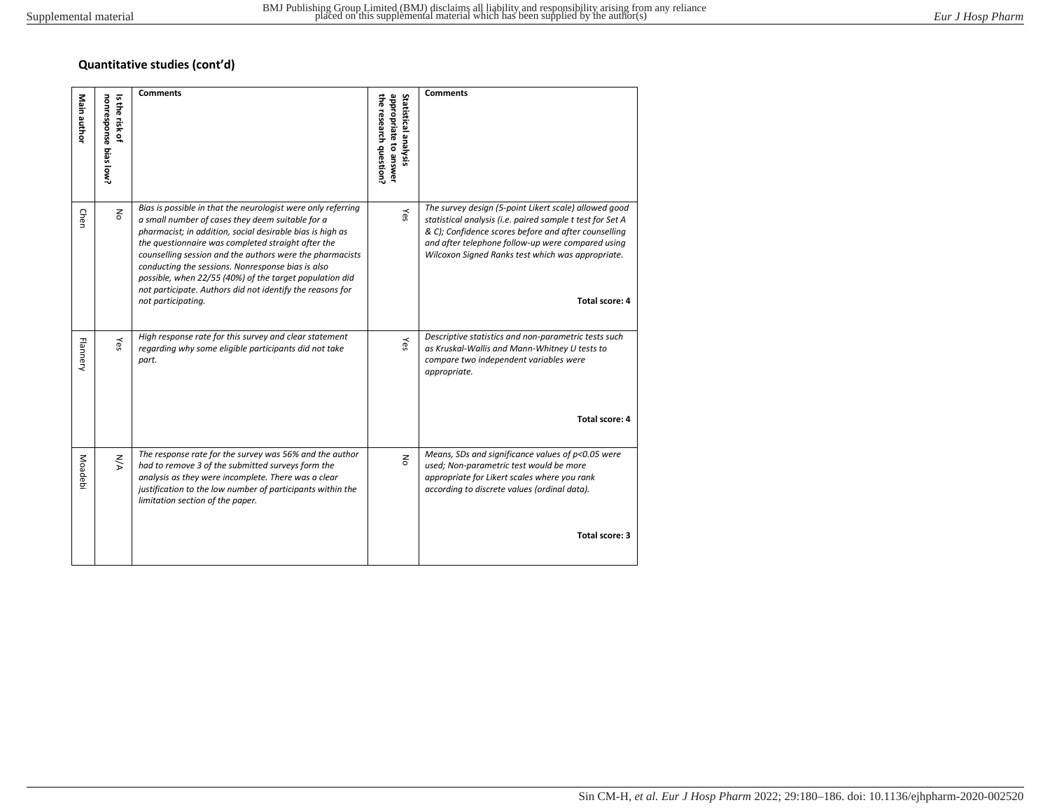### Quantitative studies (cont'd)

| Main author | Is the risk of nonresponse bias low? | Comments | Statistical analysis appropriate to answer the research question? | Comments |
|---|---|---|---|---|
| Chen | No | *Bias is possible in that the neurologist were only referring a small number of cases they deem suitable for a pharmacist; in addition, social desirable bias is high as the questionnaire was completed straight after the counselling session and the authors were the pharmacists conducting the sessions. Nonresponse bias is also possible, when 22/55 (40%) of the target population did not participate. Authors did not identify the reasons for not participating.* | Yes | *The survey design (5-point Likert scale) allowed good statistical analysis (i.e. paired sample t test for Set A & C); Confidence scores before and after counselling and after telephone follow-up were compared using Wilcoxon Signed Ranks test which was appropriate.* **Total score: 4** |
| Flannery | Yes | *High response rate for this survey and clear statement regarding why some eligible participants did not take part.* | Yes | *Descriptive statistics and non-parametric tests such as Kruskal-Wallis and Mann-Whitney U tests to compare two independent variables were appropriate.* **Total score: 4** |
| Moadebi | N/A | *The response rate for the survey was 56% and the author had to remove 3 of the submitted surveys form the analysis as they were incomplete. There was a clear justification to the low number of participants within the limitation section of the paper.* | No | *Means, SDs and significance values of p<0.05 were used; Non-parametric test would be more appropriate for Likert scales where you rank according to discrete values (ordinal data).* **Total score: 3** |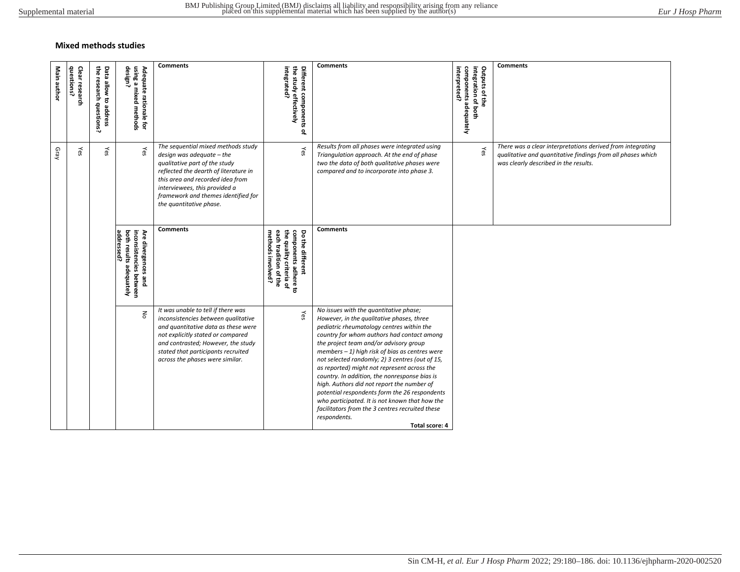## Mixed methods studies

| Main author | Clear research questions? | Data allow to address the research questions? | Adequate rationale for using a mixed methods design? | Comments | Different components of the study effectively integrated? | Comments | Outputs of the integration of both components adequately interpreted? | Comments |
|---|---|---|---|---|---|---|---|---|
| Gray | Yes | Yes | Yes | *The sequential mixed methods study design was adequate – the qualitative part of the study reflected the dearth of literature in this area and recorded idea from interviewees, this provided a framework and themes identified for the quantitative phase.* | Yes | *Results from all phases were integrated using Triangulation approach. At the end of phase two the data of both qualitative phases were compared and to incorporate into phase 3.* | Yes | *There was a clear interpretations derived from integrating qualitative and quantitative findings from all phases which was clearly described in the results.* |
| | | | **Are divergences and inconsistencies between both results adequately addressed?** | **Comments** | **Do the different components adhere to the quality criteria of each tradition of the methods involved?** | **Comments** | | |
| | | | No | *It was unable to tell if there was inconsistencies between qualitative and quantitative data as these were not explicitly stated or compared and contrasted; However, the study stated that participants recruited across the phases were similar.* | Yes | *No issues with the quantitative phase; However, in the qualitative phases, three pediatric rheumatology centres within the country for whom authors had contact among the project team and/or advisory group members – 1) high risk of bias as centres were not selected randomly; 2) 3 centres (out of 15, as reported) might not represent across the country. In addition, the nonresponse bias is high. Authors did not report the number of potential respondents form the 26 respondents who participated. It is not known that how the facilitators from the 3 centres recruited these respondents.* **Total score: 4** | | |